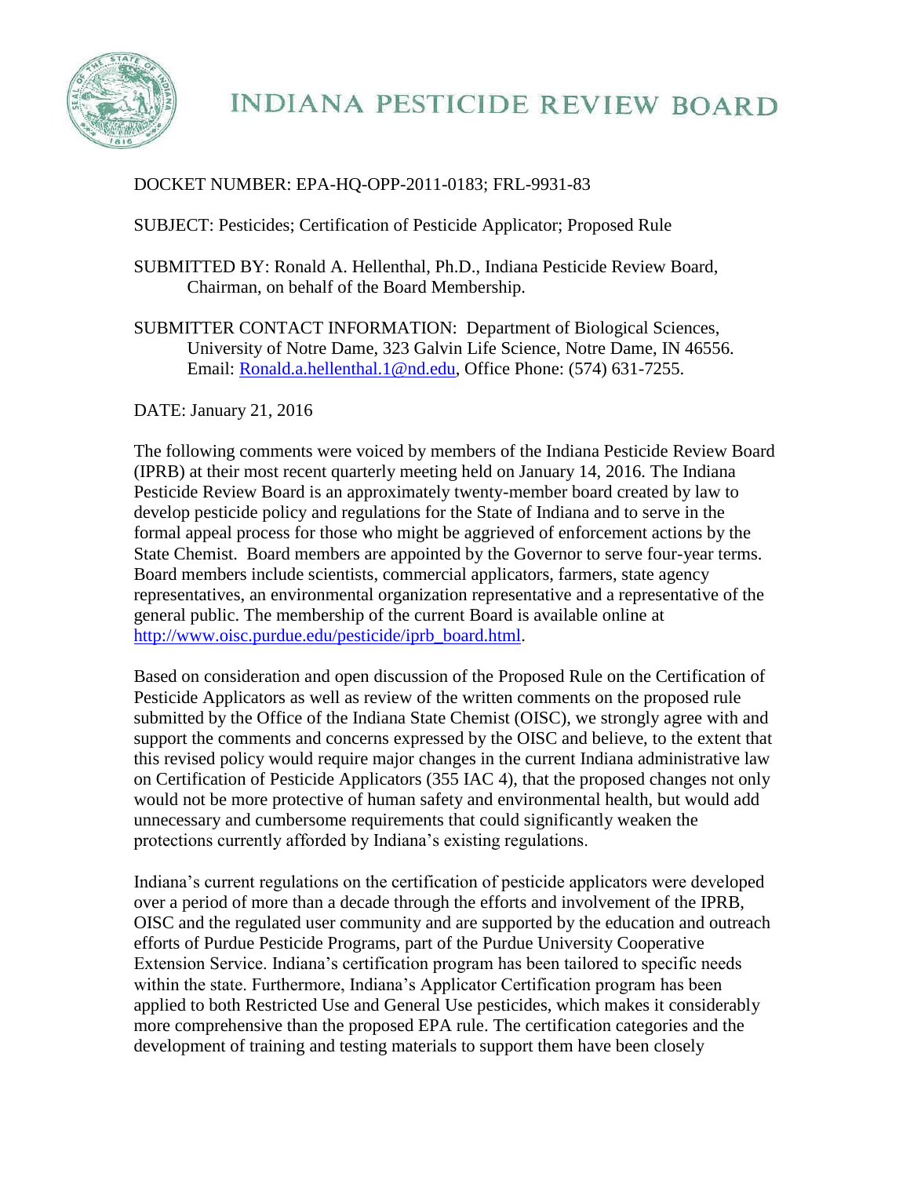# INDIANA PESTICIDE REVIEW BOARD

DOCKET NUMBER: EPA-HQ-OPP-2011-0183; FRL-9931-83

SUBJECT: Pesticides; Certification of Pesticide Applicator; Proposed Rule

SUBMITTED BY: Ronald A. Hellenthal, Ph.D., Indiana Pesticide Review Board, Chairman, on behalf of the Board Membership.

SUBMITTER CONTACT INFORMATION: Department of Biological Sciences, University of Notre Dame, 323 Galvin Life Science, Notre Dame, IN 46556. Email: Ronald.a.hellenthal.1@nd.edu, Office Phone: (574) 631-7255.

DATE: January 21, 2016

The following comments were voiced by members of the Indiana Pesticide Review Board (IPRB) at their most recent quarterly meeting held on January 14, 2016. The Indiana Pesticide Review Board is an approximately twenty-member board created by law to develop pesticide policy and regulations for the State of Indiana and to serve in the formal appeal process for those who might be aggrieved of enforcement actions by the State Chemist. Board members are appointed by the Governor to serve four-year terms. Board members include scientists, commercial applicators, farmers, state agency representatives, an environmental organization representative and a representative of the general public. The membership of the current Board is available online at http://www.oisc.purdue.edu/pesticide/iprb_board.html.

Based on consideration and open discussion of the Proposed Rule on the Certification of Pesticide Applicators as well as review of the written comments on the proposed rule submitted by the Office of the Indiana State Chemist (OISC), we strongly agree with and support the comments and concerns expressed by the OISC and believe, to the extent that this revised policy would require major changes in the current Indiana administrative law on Certification of Pesticide Applicators (355 IAC 4), that the proposed changes not only would not be more protective of human safety and environmental health, but would add unnecessary and cumbersome requirements that could significantly weaken the protections currently afforded by Indiana's existing regulations.

Indiana's current regulations on the certification of pesticide applicators were developed over a period of more than a decade through the efforts and involvement of the IPRB, OISC and the regulated user community and are supported by the education and outreach efforts of Purdue Pesticide Programs, part of the Purdue University Cooperative Extension Service. Indiana's certification program has been tailored to specific needs within the state. Furthermore, Indiana's Applicator Certification program has been applied to both Restricted Use and General Use pesticides, which makes it considerably more comprehensive than the proposed EPA rule. The certification categories and the development of training and testing materials to support them have been closely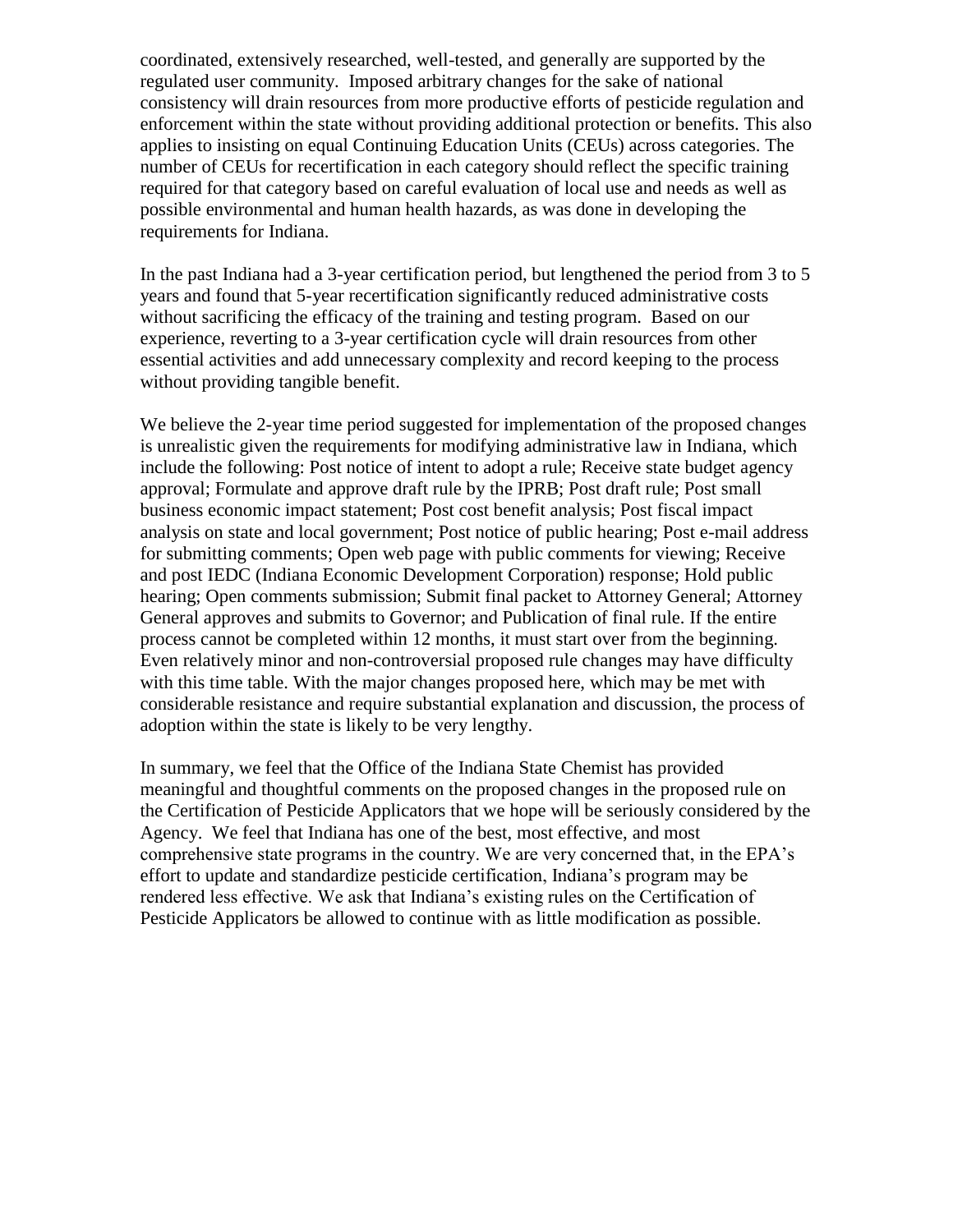coordinated, extensively researched, well-tested, and generally are supported by the regulated user community. Imposed arbitrary changes for the sake of national consistency will drain resources from more productive efforts of pesticide regulation and enforcement within the state without providing additional protection or benefits. This also applies to insisting on equal Continuing Education Units (CEUs) across categories. The number of CEUs for recertification in each category should reflect the specific training required for that category based on careful evaluation of local use and needs as well as possible environmental and human health hazards, as was done in developing the requirements for Indiana.

In the past Indiana had a 3-year certification period, but lengthened the period from 3 to 5 years and found that 5-year recertification significantly reduced administrative costs without sacrificing the efficacy of the training and testing program. Based on our experience, reverting to a 3-year certification cycle will drain resources from other essential activities and add unnecessary complexity and record keeping to the process without providing tangible benefit.

We believe the 2-year time period suggested for implementation of the proposed changes is unrealistic given the requirements for modifying administrative law in Indiana, which include the following: Post notice of intent to adopt a rule; Receive state budget agency approval; Formulate and approve draft rule by the IPRB; Post draft rule; Post small business economic impact statement; Post cost benefit analysis; Post fiscal impact analysis on state and local government; Post notice of public hearing; Post e-mail address for submitting comments; Open web page with public comments for viewing; Receive and post IEDC (Indiana Economic Development Corporation) response; Hold public hearing; Open comments submission; Submit final packet to Attorney General; Attorney General approves and submits to Governor; and Publication of final rule. If the entire process cannot be completed within 12 months, it must start over from the beginning. Even relatively minor and non-controversial proposed rule changes may have difficulty with this time table. With the major changes proposed here, which may be met with considerable resistance and require substantial explanation and discussion, the process of adoption within the state is likely to be very lengthy.

In summary, we feel that the Office of the Indiana State Chemist has provided meaningful and thoughtful comments on the proposed changes in the proposed rule on the Certification of Pesticide Applicators that we hope will be seriously considered by the Agency. We feel that Indiana has one of the best, most effective, and most comprehensive state programs in the country. We are very concerned that, in the EPA's effort to update and standardize pesticide certification, Indiana's program may be rendered less effective. We ask that Indiana's existing rules on the Certification of Pesticide Applicators be allowed to continue with as little modification as possible.